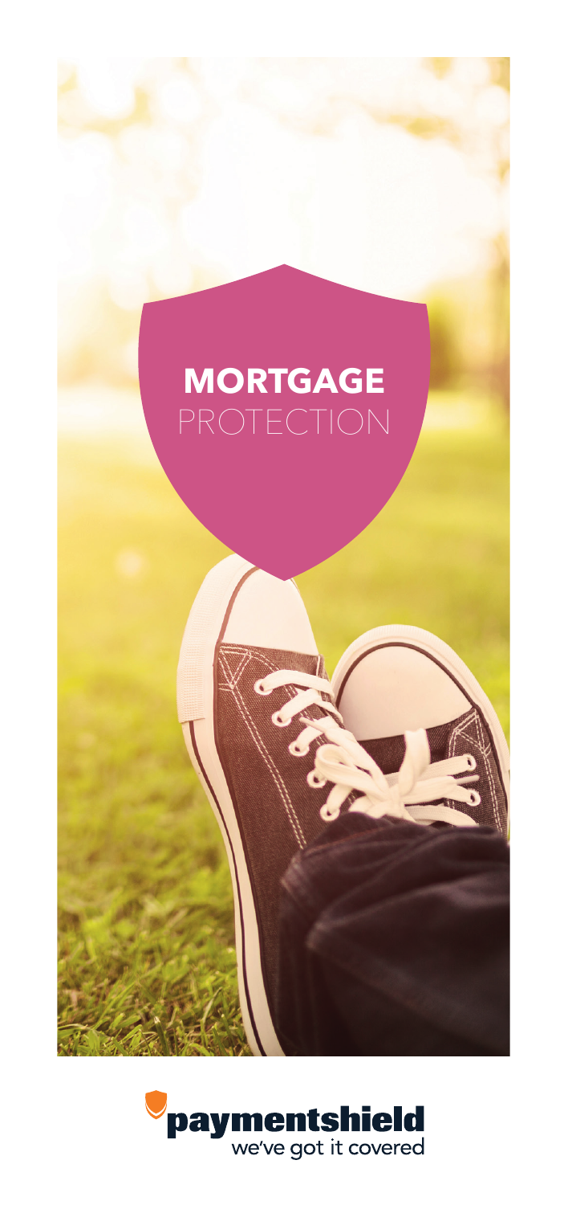# MORTGAGE PROTECTION

paymentshield
we've got it covered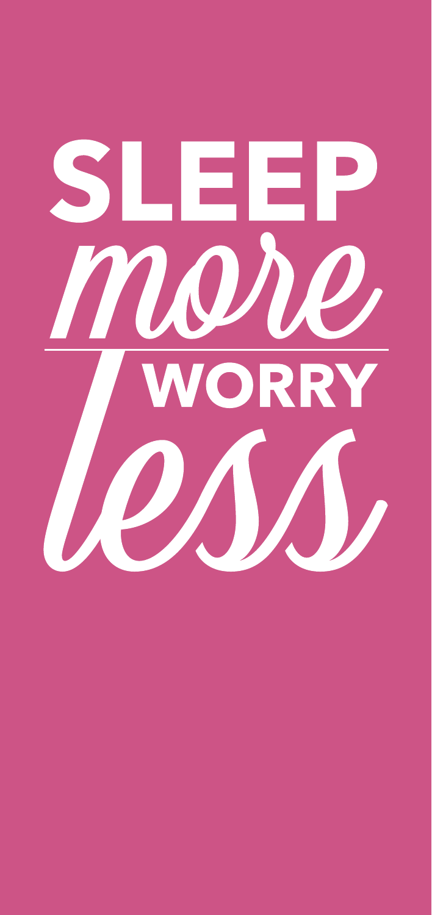# SLEEP *more* WORRY *less*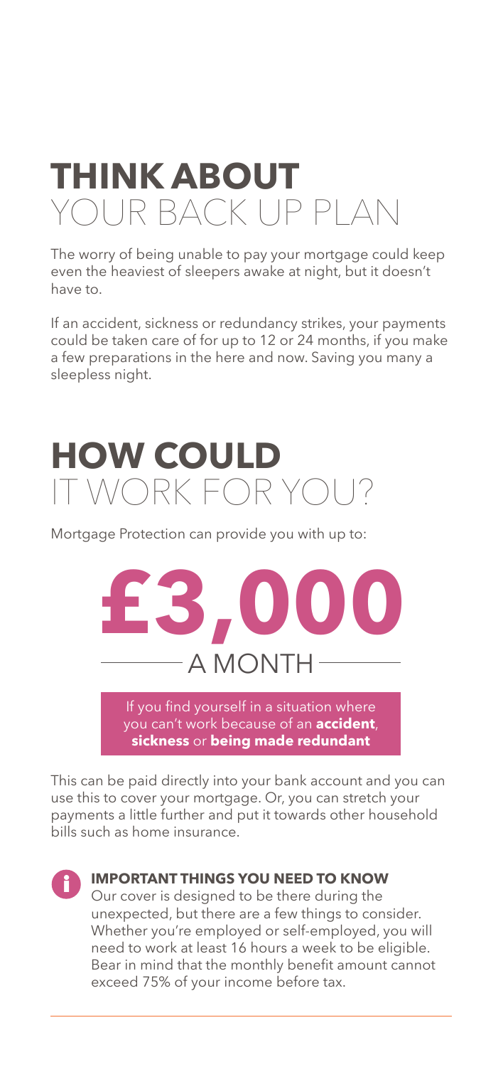# THINK ABOUT YOUR BACK UP PLAN

The worry of being unable to pay your mortgage could keep even the heaviest of sleepers awake at night, but it doesn't have to.

If an accident, sickness or redundancy strikes, your payments could be taken care of for up to 12 or 24 months, if you make a few preparations in the here and now. Saving you many a sleepless night.

# HOW COULD IT WORK FOR YOU?

Mortgage Protection can provide you with up to:

**£3,000**

A MONTH

If you find yourself in a situation where you can't work because of an **accident**, **sickness** or **being made redundant**

This can be paid directly into your bank account and you can use this to cover your mortgage. Or, you can stretch your payments a little further and put it towards other household bills such as home insurance.

**IMPORTANT THINGS YOU NEED TO KNOW**

Our cover is designed to be there during the unexpected, but there are a few things to consider. Whether you're employed or self-employed, you will need to work at least 16 hours a week to be eligible. Bear in mind that the monthly benefit amount cannot exceed 75% of your income before tax.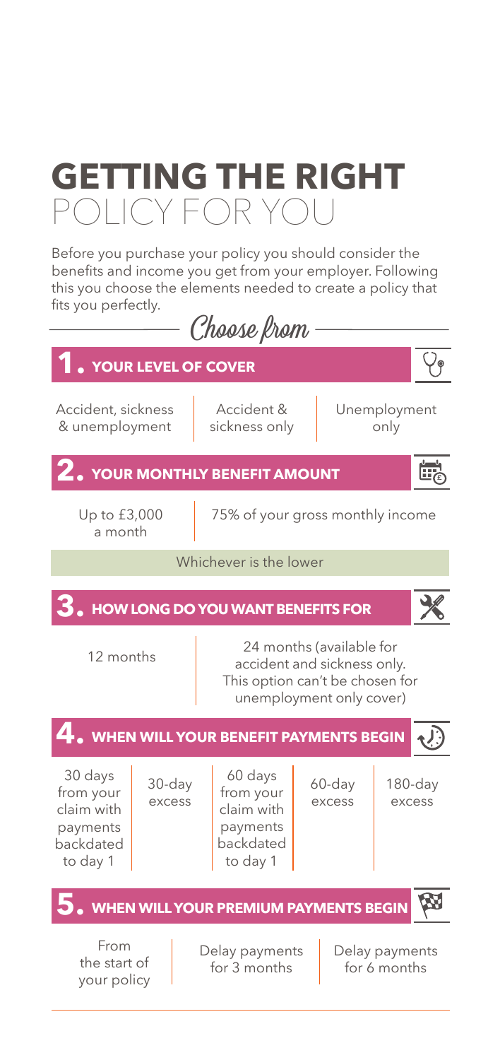# GETTING THE RIGHT POLICY FOR YOU

Before you purchase your policy you should consider the benefits and income you get from your employer. Following this you choose the elements needed to create a policy that fits you perfectly.

*Choose from*

## 1. YOUR LEVEL OF COVER

| Accident, sickness & unemployment | Accident & sickness only | Unemployment only |
|---|---|---|

## 2. YOUR MONTHLY BENEFIT AMOUNT

| Up to £3,000 a month | 75% of your gross monthly income |
|---|---|

Whichever is the lower

## 3. HOW LONG DO YOU WANT BENEFITS FOR

| 12 months | 24 months (available for accident and sickness only. This option can't be chosen for unemployment only cover) |
|---|---|

## 4. WHEN WILL YOUR BENEFIT PAYMENTS BEGIN

| 30 days from your claim with payments backdated to day 1 | 30-day excess | 60 days from your claim with payments backdated to day 1 | 60-day excess | 180-day excess |
|---|---|---|---|---|

## 5. WHEN WILL YOUR PREMIUM PAYMENTS BEGIN

| From the start of your policy | Delay payments for 3 months | Delay payments for 6 months |
|---|---|---|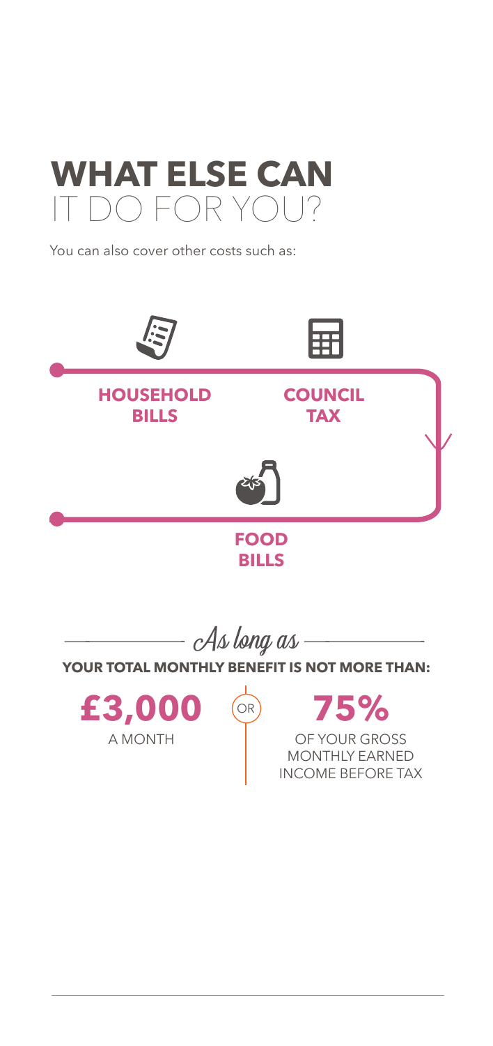# WHAT ELSE CAN IT DO FOR YOU?

You can also cover other costs such as:

**HOUSEHOLD BILLS**

**COUNCIL TAX**

**FOOD BILLS**

*As long as*

**YOUR TOTAL MONTHLY BENEFIT IS NOT MORE THAN:**

**£3,000**
A MONTH

OR

**75%**
OF YOUR GROSS MONTHLY EARNED INCOME BEFORE TAX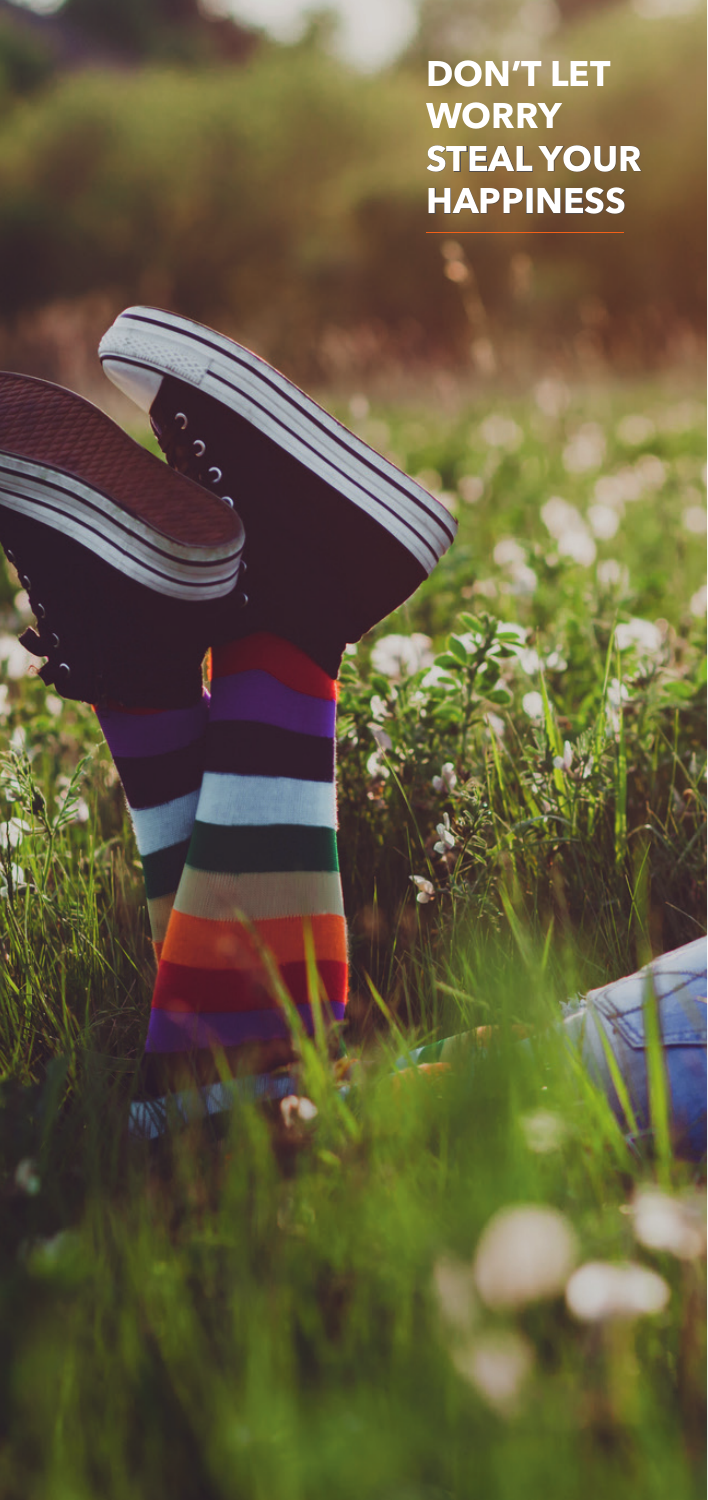**DON'T LET WORRY STEAL YOUR HAPPINESS**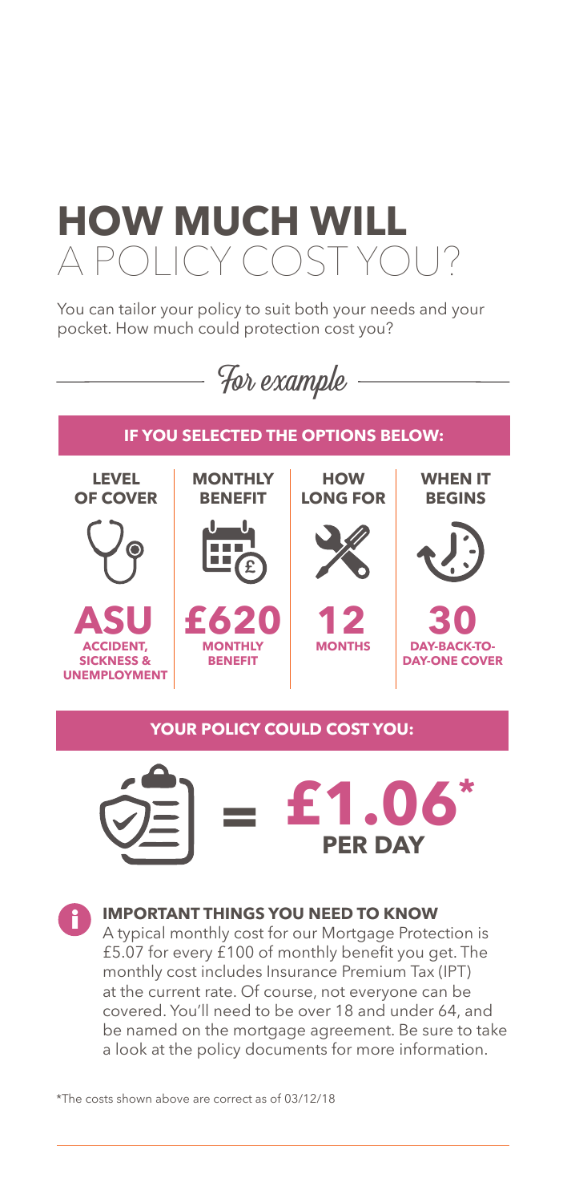# HOW MUCH WILL A POLICY COST YOU?

You can tailor your policy to suit both your needs and your pocket. How much could protection cost you?

*For example*

## IF YOU SELECTED THE OPTIONS BELOW:

| LEVEL OF COVER | MONTHLY BENEFIT | HOW LONG FOR | WHEN IT BEGINS |
| --- | --- | --- | --- |
| **ASU** ACCIDENT, SICKNESS & UNEMPLOYMENT | **£620** MONTHLY BENEFIT | **12** MONTHS | **30** DAY-BACK-TO-DAY-ONE COVER |

## YOUR POLICY COULD COST YOU:

**= £1.06* PER DAY**

### IMPORTANT THINGS YOU NEED TO KNOW

A typical monthly cost for our Mortgage Protection is £5.07 for every £100 of monthly benefit you get. The monthly cost includes Insurance Premium Tax (IPT) at the current rate. Of course, not everyone can be covered. You'll need to be over 18 and under 64, and be named on the mortgage agreement. Be sure to take a look at the policy documents for more information.

*The costs shown above are correct as of 03/12/18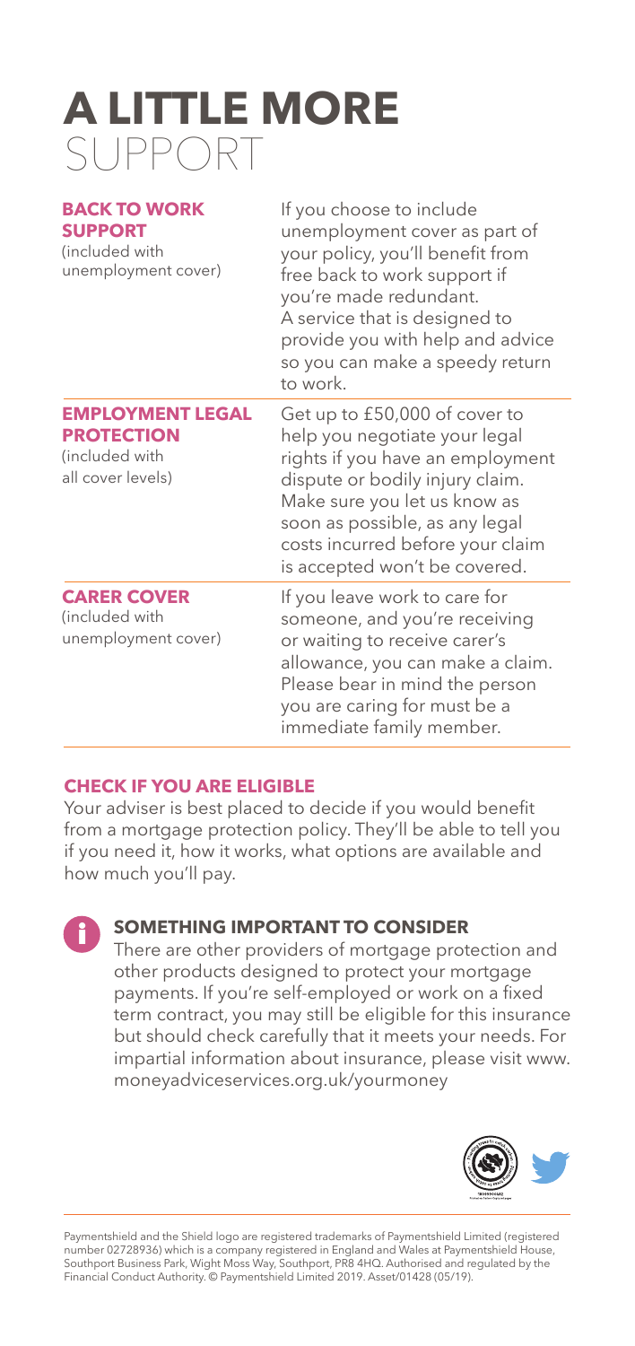# A LITTLE MORE SUPPORT

| | |
|---|---|
| **BACK TO WORK SUPPORT** (included with unemployment cover) | If you choose to include unemployment cover as part of your policy, you'll benefit from free back to work support if you're made redundant. A service that is designed to provide you with help and advice so you can make a speedy return to work. |
| **EMPLOYMENT LEGAL PROTECTION** (included with all cover levels) | Get up to £50,000 of cover to help you negotiate your legal rights if you have an employment dispute or bodily injury claim. Make sure you let us know as soon as possible, as any legal costs incurred before your claim is accepted won't be covered. |
| **CARER COVER** (included with unemployment cover) | If you leave work to care for someone, and you're receiving or waiting to receive carer's allowance, you can make a claim. Please bear in mind the person you are caring for must be a immediate family member. |

**CHECK IF YOU ARE ELIGIBLE**

Your adviser is best placed to decide if you would benefit from a mortgage protection policy. They'll be able to tell you if you need it, how it works, what options are available and how much you'll pay.

**SOMETHING IMPORTANT TO CONSIDER**

There are other providers of mortgage protection and other products designed to protect your mortgage payments. If you're self-employed or work on a fixed term contract, you may still be eligible for this insurance but should check carefully that it meets your needs. For impartial information about insurance, please visit www.moneyadviceservices.org.uk/yourmoney

Paymentshield and the Shield logo are registered trademarks of Paymentshield Limited (registered number 02728936) which is a company registered in England and Wales at Paymentshield House, Southport Business Park, Wight Moss Way, Southport, PR8 4HQ. Authorised and regulated by the Financial Conduct Authority. © Paymentshield Limited 2019. Asset/01428 (05/19).